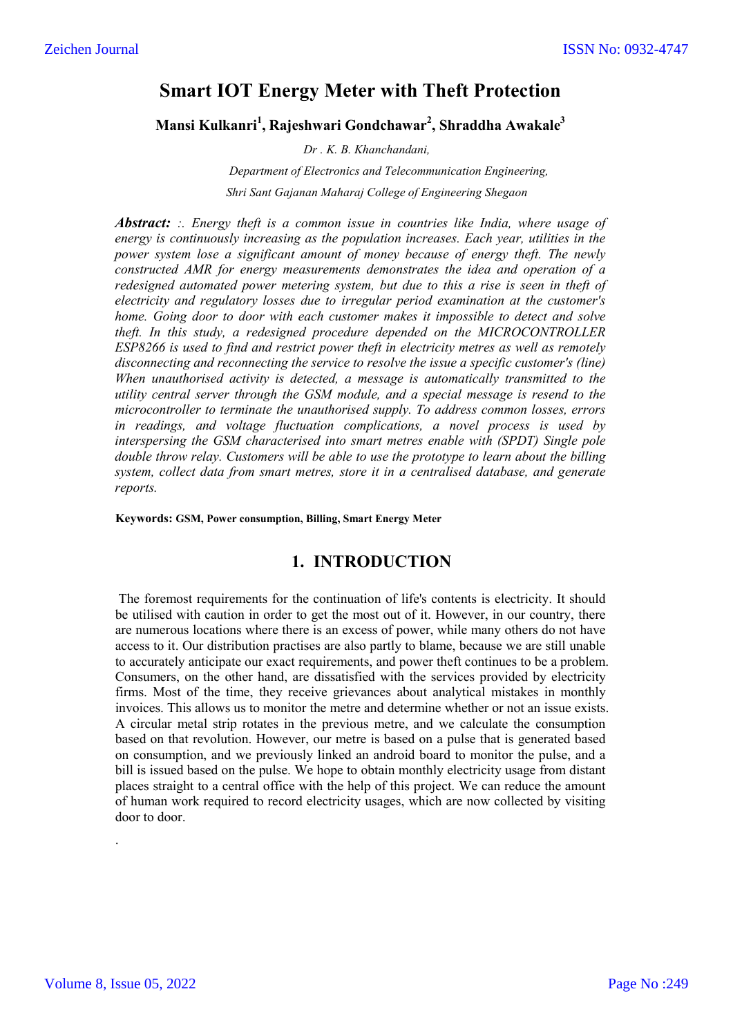# Smart IOT Energy Meter with Theft Protection

**Mansi Kulkanri[1], Rajeshwari Gondchawar[2], Shraddha Awakale[3]**

*Dr . K. B. Khanchandani,*

*Department of Electronics and Telecommunication Engineering,*

*Shri Sant Gajanan Maharaj College of Engineering Shegaon*

***Abstract:*** *:. Energy theft is a common issue in countries like India, where usage of energy is continuously increasing as the population increases. Each year, utilities in the power system lose a significant amount of money because of energy theft. The newly constructed AMR for energy measurements demonstrates the idea and operation of a redesigned automated power metering system, but due to this a rise is seen in theft of electricity and regulatory losses due to irregular period examination at the customer's home. Going door to door with each customer makes it impossible to detect and solve theft. In this study, a redesigned procedure depended on the MICROCONTROLLER ESP8266 is used to find and restrict power theft in electricity metres as well as remotely disconnecting and reconnecting the service to resolve the issue a specific customer's (line) When unauthorised activity is detected, a message is automatically transmitted to the utility central server through the GSM module, and a special message is resend to the microcontroller to terminate the unauthorised supply. To address common losses, errors in readings, and voltage fluctuation complications, a novel process is used by interspersing the GSM characterised into smart metres enable with (SPDT) Single pole double throw relay. Customers will be able to use the prototype to learn about the billing system, collect data from smart metres, store it in a centralised database, and generate reports.*

**Keywords: GSM, Power consumption, Billing, Smart Energy Meter**

## 1. INTRODUCTION

The foremost requirements for the continuation of life's contents is electricity. It should be utilised with caution in order to get the most out of it. However, in our country, there are numerous locations where there is an excess of power, while many others do not have access to it. Our distribution practises are also partly to blame, because we are still unable to accurately anticipate our exact requirements, and power theft continues to be a problem. Consumers, on the other hand, are dissatisfied with the services provided by electricity firms. Most of the time, they receive grievances about analytical mistakes in monthly invoices. This allows us to monitor the metre and determine whether or not an issue exists. A circular metal strip rotates in the previous metre, and we calculate the consumption based on that revolution. However, our metre is based on a pulse that is generated based on consumption, and we previously linked an android board to monitor the pulse, and a bill is issued based on the pulse. We hope to obtain monthly electricity usage from distant places straight to a central office with the help of this project. We can reduce the amount of human work required to record electricity usages, which are now collected by visiting door to door.

.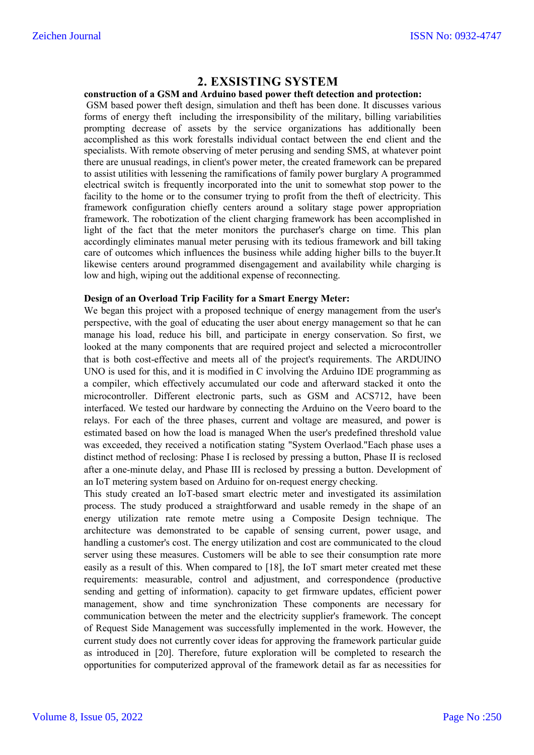## 2. EXSISTING SYSTEM

**construction of a GSM and Arduino based power theft detection and protection:**

GSM based power theft design, simulation and theft has been done. It discusses various forms of energy theft including the irresponsibility of the military, billing variabilities prompting decrease of assets by the service organizations has additionally been accomplished as this work forestalls individual contact between the end client and the specialists. With remote observing of meter perusing and sending SMS, at whatever point there are unusual readings, in client's power meter, the created framework can be prepared to assist utilities with lessening the ramifications of family power burglary A programmed electrical switch is frequently incorporated into the unit to somewhat stop power to the facility to the home or to the consumer trying to profit from the theft of electricity. This framework configuration chiefly centers around a solitary stage power appropriation framework. The robotization of the client charging framework has been accomplished in light of the fact that the meter monitors the purchaser's charge on time. This plan accordingly eliminates manual meter perusing with its tedious framework and bill taking care of outcomes which influences the business while adding higher bills to the buyer.It likewise centers around programmed disengagement and availability while charging is low and high, wiping out the additional expense of reconnecting.

**Design of an Overload Trip Facility for a Smart Energy Meter:**

We began this project with a proposed technique of energy management from the user's perspective, with the goal of educating the user about energy management so that he can manage his load, reduce his bill, and participate in energy conservation. So first, we looked at the many components that are required project and selected a microcontroller that is both cost-effective and meets all of the project's requirements. The ARDUINO UNO is used for this, and it is modified in C involving the Arduino IDE programming as a compiler, which effectively accumulated our code and afterward stacked it onto the microcontroller. Different electronic parts, such as GSM and ACS712, have been interfaced. We tested our hardware by connecting the Arduino on the Veero board to the relays. For each of the three phases, current and voltage are measured, and power is estimated based on how the load is managed When the user's predefined threshold value was exceeded, they received a notification stating "System Overlaod."Each phase uses a distinct method of reclosing: Phase I is reclosed by pressing a button, Phase II is reclosed after a one-minute delay, and Phase III is reclosed by pressing a button. Development of an IoT metering system based on Arduino for on-request energy checking.

This study created an IoT-based smart electric meter and investigated its assimilation process. The study produced a straightforward and usable remedy in the shape of an energy utilization rate remote metre using a Composite Design technique. The architecture was demonstrated to be capable of sensing current, power usage, and handling a customer's cost. The energy utilization and cost are communicated to the cloud server using these measures. Customers will be able to see their consumption rate more easily as a result of this. When compared to [18], the IoT smart meter created met these requirements: measurable, control and adjustment, and correspondence (productive sending and getting of information). capacity to get firmware updates, efficient power management, show and time synchronization These components are necessary for communication between the meter and the electricity supplier's framework. The concept of Request Side Management was successfully implemented in the work. However, the current study does not currently cover ideas for approving the framework particular guide as introduced in [20]. Therefore, future exploration will be completed to research the opportunities for computerized approval of the framework detail as far as necessities for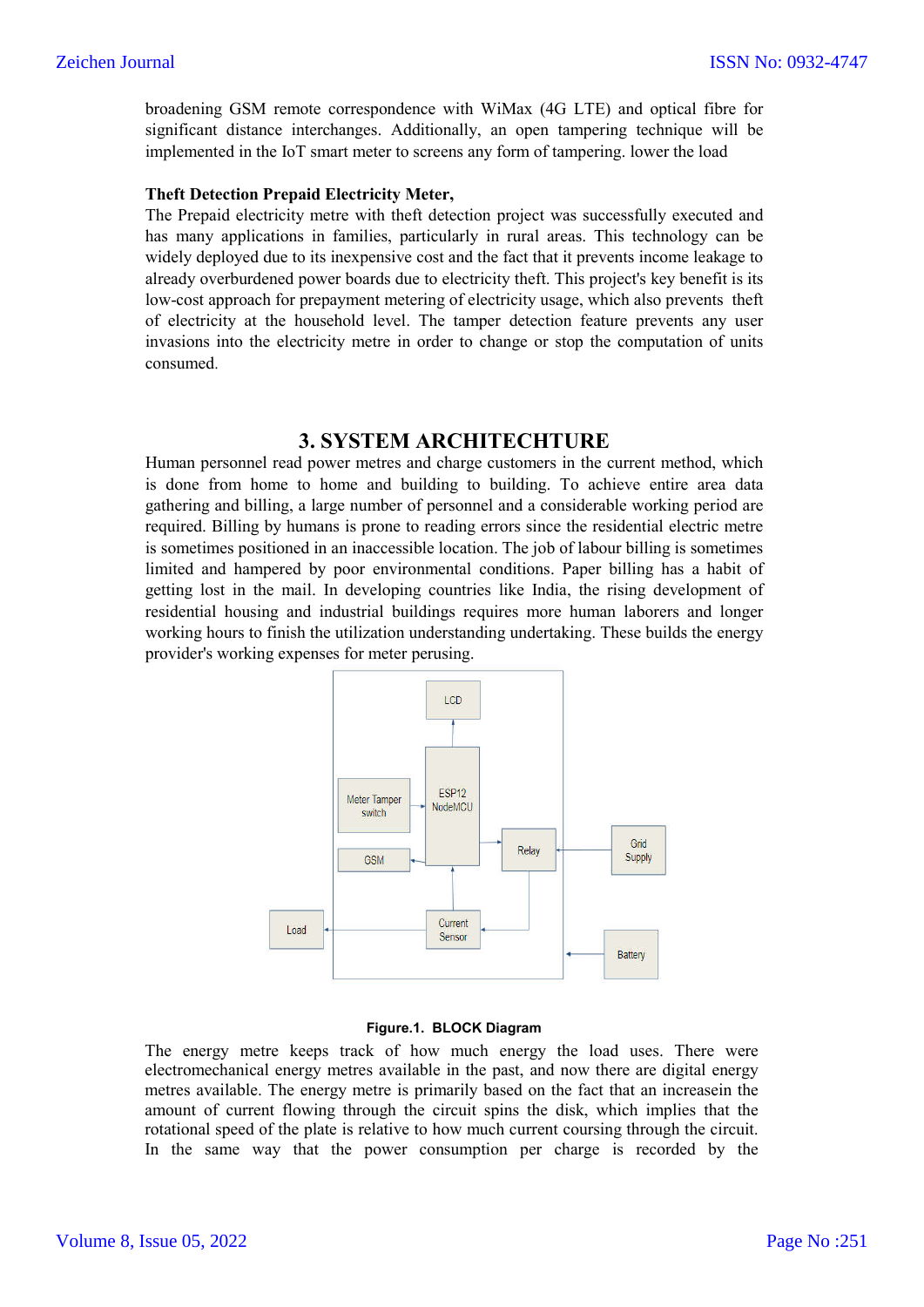broadening GSM remote correspondence with WiMax (4G LTE) and optical fibre for significant distance interchanges. Additionally, an open tampering technique will be implemented in the IoT smart meter to screens any form of tampering. lower the load

**Theft Detection Prepaid Electricity Meter,**

The Prepaid electricity metre with theft detection project was successfully executed and has many applications in families, particularly in rural areas. This technology can be widely deployed due to its inexpensive cost and the fact that it prevents income leakage to already overburdened power boards due to electricity theft. This project's key benefit is its low-cost approach for prepayment metering of electricity usage, which also prevents theft of electricity at the household level. The tamper detection feature prevents any user invasions into the electricity metre in order to change or stop the computation of units consumed.

## 3. SYSTEM ARCHITECHTURE

Human personnel read power metres and charge customers in the current method, which is done from home to home and building to building. To achieve entire area data gathering and billing, a large number of personnel and a considerable working period are required. Billing by humans is prone to reading errors since the residential electric metre is sometimes positioned in an inaccessible location. The job of labour billing is sometimes limited and hampered by poor environmental conditions. Paper billing has a habit of getting lost in the mail. In developing countries like India, the rising development of residential housing and industrial buildings requires more human laborers and longer working hours to finish the utilization understanding undertaking. These builds the energy provider's working expenses for meter perusing.

LCD

Meter Tamper switch

ESP12 NodeMCU

GSM

Relay

Grid Supply

Load

Current Sensor

Battery

**Figure.1. BLOCK Diagram**

The energy metre keeps track of how much energy the load uses. There were electromechanical energy metres available in the past, and now there are digital energy metres available. The energy metre is primarily based on the fact that an increasein the amount of current flowing through the circuit spins the disk, which implies that the rotational speed of the plate is relative to how much current coursing through the circuit. In the same way that the power consumption per charge is recorded by the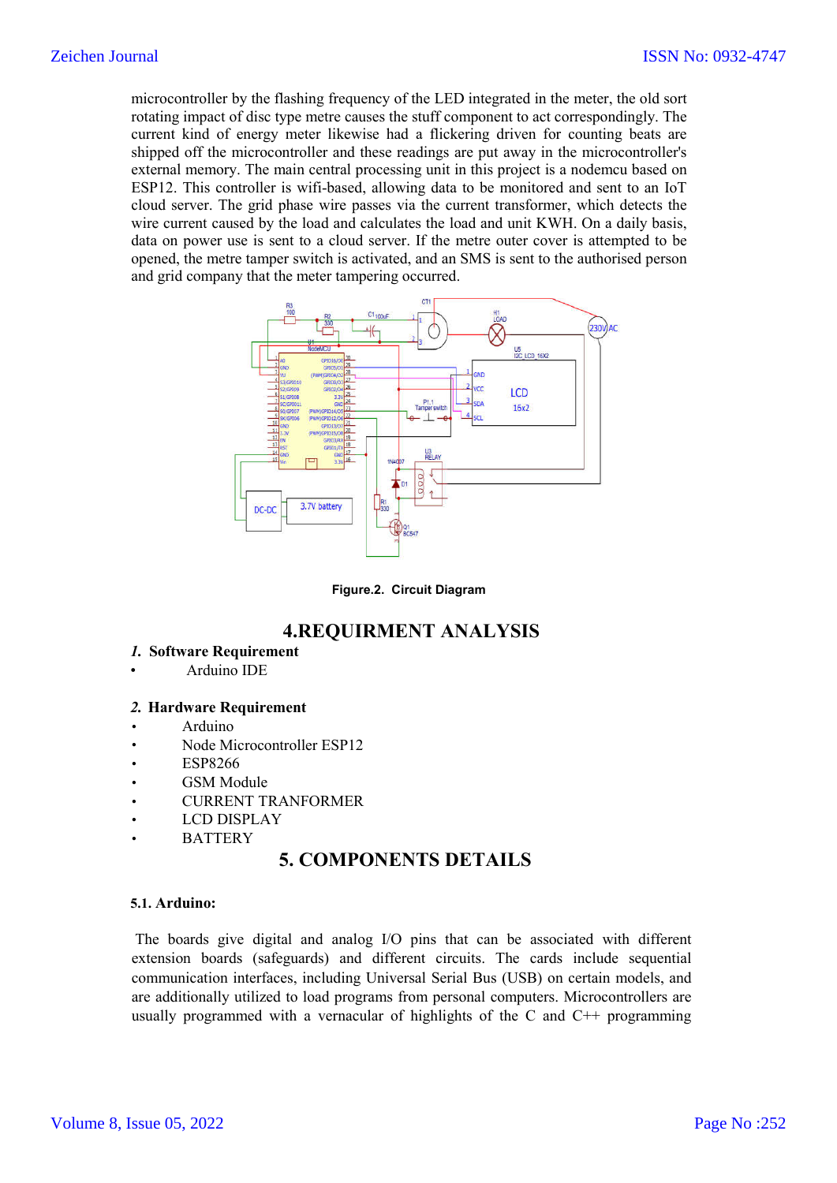microcontroller by the flashing frequency of the LED integrated in the meter, the old sort rotating impact of disc type metre causes the stuff component to act correspondingly. The current kind of energy meter likewise had a flickering driven for counting beats are shipped off the microcontroller and these readings are put away in the microcontroller's external memory. The main central processing unit in this project is a nodemcu based on ESP12. This controller is wifi-based, allowing data to be monitored and sent to an IoT cloud server. The grid phase wire passes via the current transformer, which detects the wire current caused by the load and calculates the load and unit KWH. On a daily basis, data on power use is sent to a cloud server. If the metre outer cover is attempted to be opened, the metre tamper switch is activated, and an SMS is sent to the authorised person and grid company that the meter tampering occurred.

**Figure.2. Circuit Diagram**

# 4.REQUIRMENT ANALYSIS

***1.*** **Software Requirement**

- Arduino IDE

***2.*** **Hardware Requirement**

- Arduino
- Node Microcontroller ESP12
- ESP8266
- GSM Module
- CURRENT TRANFORMER
- LCD DISPLAY
- BATTERY

# 5. COMPONENTS DETAILS

### 5.1. Arduino:

The boards give digital and analog I/O pins that can be associated with different extension boards (safeguards) and different circuits. The cards include sequential communication interfaces, including Universal Serial Bus (USB) on certain models, and are additionally utilized to load programs from personal computers. Microcontrollers are usually programmed with a vernacular of highlights of the C and C++ programming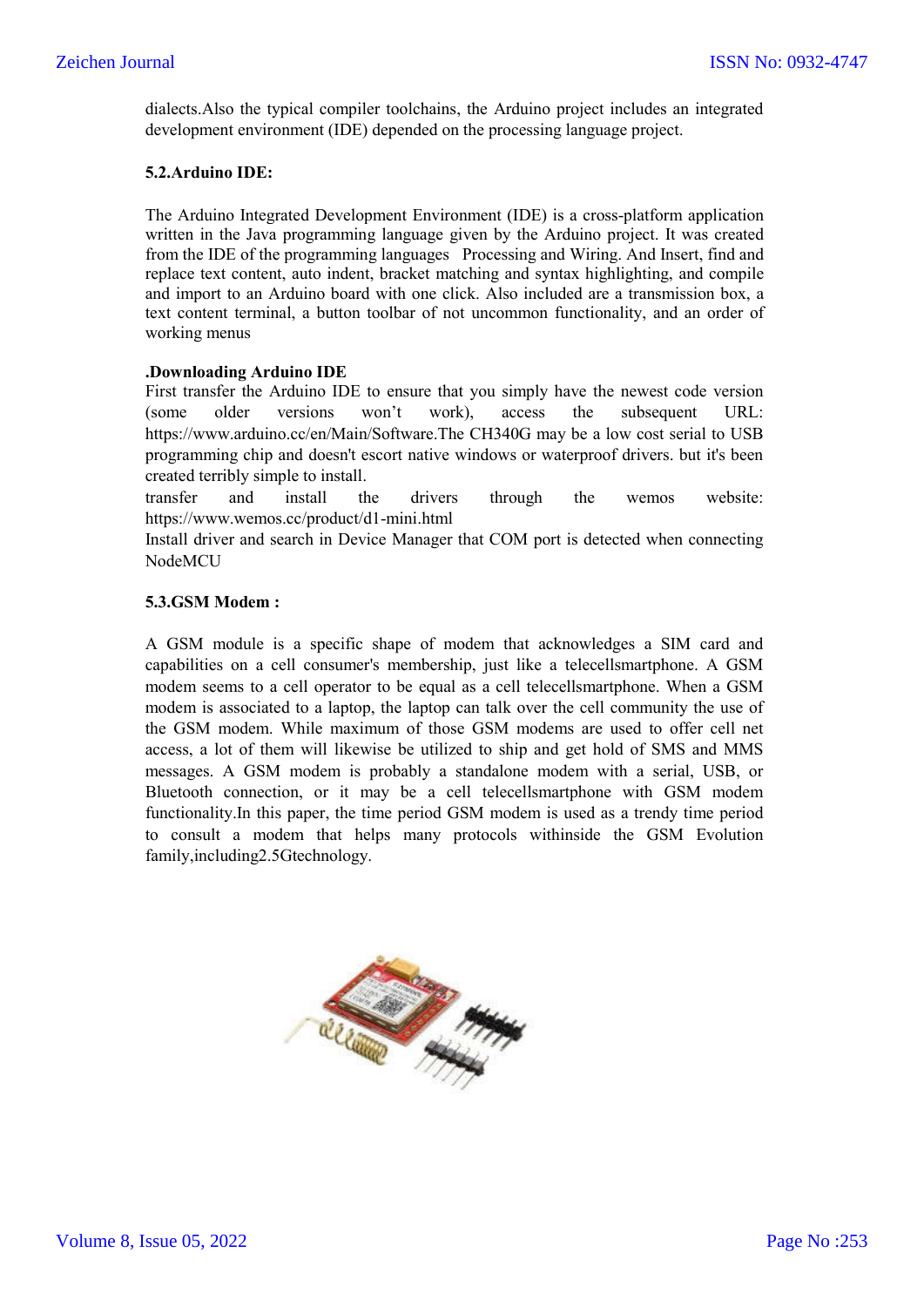dialects.Also the typical compiler toolchains, the Arduino project includes an integrated development environment (IDE) depended on the processing language project.

### 5.2.Arduino IDE:

The Arduino Integrated Development Environment (IDE) is a cross-platform application written in the Java programming language given by the Arduino project. It was created from the IDE of the programming languages Processing and Wiring. And Insert, find and replace text content, auto indent, bracket matching and syntax highlighting, and compile and import to an Arduino board with one click. Also included are a transmission box, a text content terminal, a button toolbar of not uncommon functionality, and an order of working menus

**.Downloading Arduino IDE**

First transfer the Arduino IDE to ensure that you simply have the newest code version (some older versions won't work), access the subsequent URL: https://www.arduino.cc/en/Main/Software.The CH340G may be a low cost serial to USB programming chip and doesn't escort native windows or waterproof drivers. but it's been created terribly simple to install.

transfer and install the drivers through the wemos website: https://www.wemos.cc/product/d1-mini.html

Install driver and search in Device Manager that COM port is detected when connecting NodeMCU

### 5.3.GSM Modem :

A GSM module is a specific shape of modem that acknowledges a SIM card and capabilities on a cell consumer's membership, just like a telecellsmartphone. A GSM modem seems to a cell operator to be equal as a cell telecellsmartphone. When a GSM modem is associated to a laptop, the laptop can talk over the cell community the use of the GSM modem. While maximum of those GSM modems are used to offer cell net access, a lot of them will likewise be utilized to ship and get hold of SMS and MMS messages. A GSM modem is probably a standalone modem with a serial, USB, or Bluetooth connection, or it may be a cell telecellsmartphone with GSM modem functionality.In this paper, the time period GSM modem is used as a trendy time period to consult a modem that helps many protocols withinside the GSM Evolution family,including2.5Gtechnology.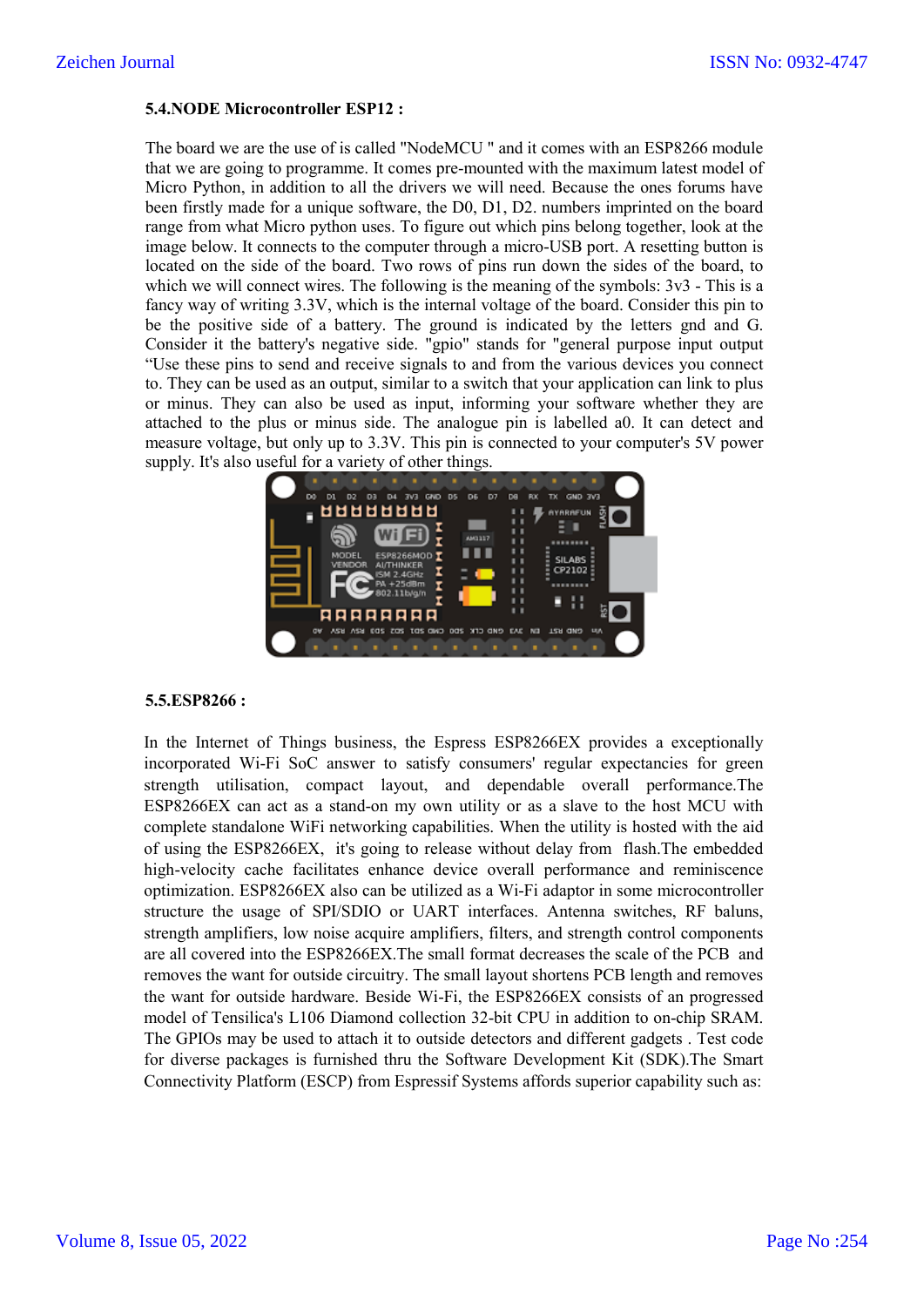**5.4.NODE Microcontroller ESP12 :**

The board we are the use of is called "NodeMCU " and it comes with an ESP8266 module that we are going to programme. It comes pre-mounted with the maximum latest model of Micro Python, in addition to all the drivers we will need. Because the ones forums have been firstly made for a unique software, the D0, D1, D2. numbers imprinted on the board range from what Micro python uses. To figure out which pins belong together, look at the image below. It connects to the computer through a micro-USB port. A resetting button is located on the side of the board. Two rows of pins run down the sides of the board, to which we will connect wires. The following is the meaning of the symbols: 3v3 - This is a fancy way of writing 3.3V, which is the internal voltage of the board. Consider this pin to be the positive side of a battery. The ground is indicated by the letters gnd and G. Consider it the battery's negative side. "gpio" stands for "general purpose input output "Use these pins to send and receive signals to and from the various devices you connect to. They can be used as an output, similar to a switch that your application can link to plus or minus. They can also be used as input, informing your software whether they are attached to the plus or minus side. The analogue pin is labelled a0. It can detect and measure voltage, but only up to 3.3V. This pin is connected to your computer's 5V power supply. It's also useful for a variety of other things.

**5.5.ESP8266 :**

In the Internet of Things business, the Espress ESP8266EX provides a exceptionally incorporated Wi-Fi SoC answer to satisfy consumers' regular expectancies for green strength utilisation, compact layout, and dependable overall performance.The ESP8266EX can act as a stand-on my own utility or as a slave to the host MCU with complete standalone WiFi networking capabilities. When the utility is hosted with the aid of using the ESP8266EX, it's going to release without delay from flash.The embedded high-velocity cache facilitates enhance device overall performance and reminiscence optimization. ESP8266EX also can be utilized as a Wi-Fi adaptor in some microcontroller structure the usage of SPI/SDIO or UART interfaces. Antenna switches, RF baluns, strength amplifiers, low noise acquire amplifiers, filters, and strength control components are all covered into the ESP8266EX.The small format decreases the scale of the PCB and removes the want for outside circuitry. The small layout shortens PCB length and removes the want for outside hardware. Beside Wi-Fi, the ESP8266EX consists of an progressed model of Tensilica's L106 Diamond collection 32-bit CPU in addition to on-chip SRAM. The GPIOs may be used to attach it to outside detectors and different gadgets . Test code for diverse packages is furnished thru the Software Development Kit (SDK).The Smart Connectivity Platform (ESCP) from Espressif Systems affords superior capability such as: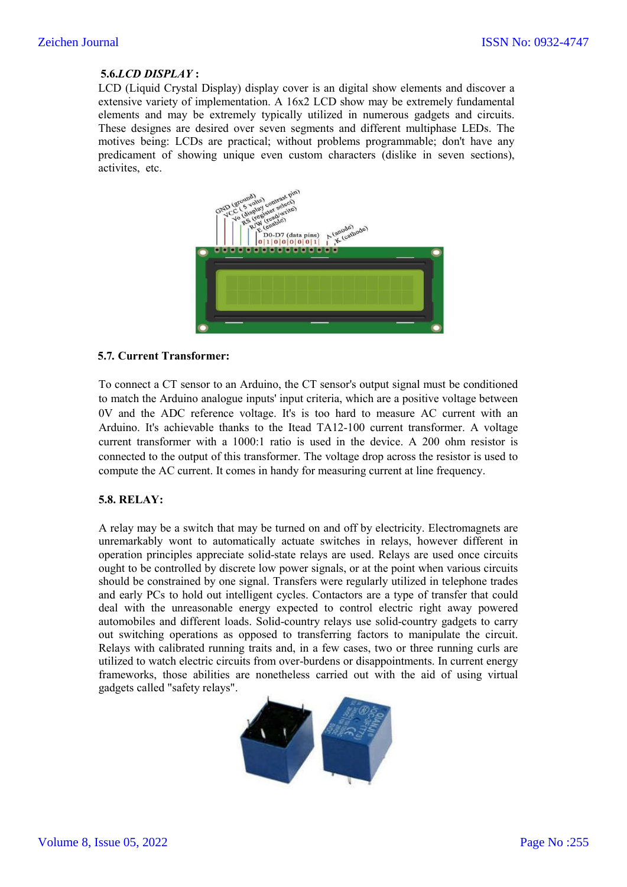### 5.6. *LCD DISPLAY* :

LCD (Liquid Crystal Display) display cover is an digital show elements and discover a extensive variety of implementation. A 16x2 LCD show may be extremely fundamental elements and may be extremely typically utilized in numerous gadgets and circuits. These designes are desired over seven segments and different multiphase LEDs. The motives being: LCDs are practical; without problems programmable; don't have any predicament of showing unique even custom characters (dislike in seven sections), activites, etc.

### 5.7. Current Transformer:

To connect a CT sensor to an Arduino, the CT sensor's output signal must be conditioned to match the Arduino analogue inputs' input criteria, which are a positive voltage between 0V and the ADC reference voltage. It's is too hard to measure AC current with an Arduino. It's achievable thanks to the Itead TA12-100 current transformer. A voltage current transformer with a 1000:1 ratio is used in the device. A 200 ohm resistor is connected to the output of this transformer. The voltage drop across the resistor is used to compute the AC current. It comes in handy for measuring current at line frequency.

### 5.8. RELAY:

A relay may be a switch that may be turned on and off by electricity. Electromagnets are unremarkably wont to automatically actuate switches in relays, however different in operation principles appreciate solid-state relays are used. Relays are used once circuits ought to be controlled by discrete low power signals, or at the point when various circuits should be constrained by one signal. Transfers were regularly utilized in telephone trades and early PCs to hold out intelligent cycles. Contactors are a type of transfer that could deal with the unreasonable energy expected to control electric right away powered automobiles and different loads. Solid-country relays use solid-country gadgets to carry out switching operations as opposed to transferring factors to manipulate the circuit. Relays with calibrated running traits and, in a few cases, two or three running curls are utilized to watch electric circuits from over-burdens or disappointments. In current energy frameworks, those abilities are nonetheless carried out with the aid of using virtual gadgets called "safety relays".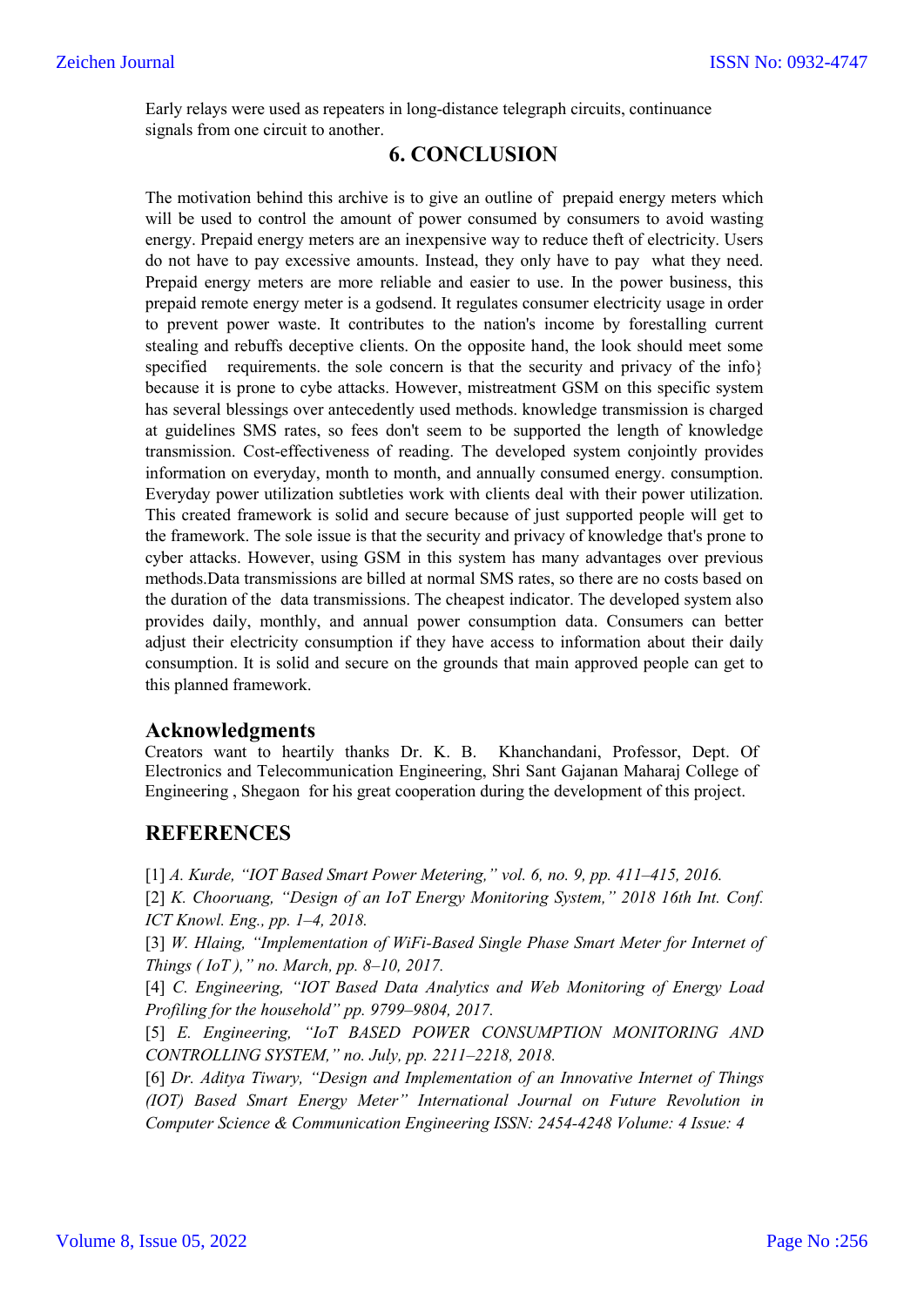Early relays were used as repeaters in long-distance telegraph circuits, continuance signals from one circuit to another.

## 6. CONCLUSION

The motivation behind this archive is to give an outline of prepaid energy meters which will be used to control the amount of power consumed by consumers to avoid wasting energy. Prepaid energy meters are an inexpensive way to reduce theft of electricity. Users do not have to pay excessive amounts. Instead, they only have to pay what they need. Prepaid energy meters are more reliable and easier to use. In the power business, this prepaid remote energy meter is a godsend. It regulates consumer electricity usage in order to prevent power waste. It contributes to the nation's income by forestalling current stealing and rebuffs deceptive clients. On the opposite hand, the look should meet some specified requirements. the sole concern is that the security and privacy of the info} because it is prone to cybe attacks. However, mistreatment GSM on this specific system has several blessings over antecedently used methods. knowledge transmission is charged at guidelines SMS rates, so fees don't seem to be supported the length of knowledge transmission. Cost-effectiveness of reading. The developed system conjointly provides information on everyday, month to month, and annually consumed energy. consumption. Everyday power utilization subtleties work with clients deal with their power utilization. This created framework is solid and secure because of just supported people will get to the framework. The sole issue is that the security and privacy of knowledge that's prone to cyber attacks. However, using GSM in this system has many advantages over previous methods.Data transmissions are billed at normal SMS rates, so there are no costs based on the duration of the data transmissions. The cheapest indicator. The developed system also provides daily, monthly, and annual power consumption data. Consumers can better adjust their electricity consumption if they have access to information about their daily consumption. It is solid and secure on the grounds that main approved people can get to this planned framework.

## Acknowledgments

Creators want to heartily thanks Dr. K. B. Khanchandani, Professor, Dept. Of Electronics and Telecommunication Engineering, Shri Sant Gajanan Maharaj College of Engineering , Shegaon for his great cooperation during the development of this project.

## REFERENCES

[1] *A. Kurde, "IOT Based Smart Power Metering," vol. 6, no. 9, pp. 411–415, 2016.*

[2] *K. Chooruang, "Design of an IoT Energy Monitoring System," 2018 16th Int. Conf. ICT Knowl. Eng., pp. 1–4, 2018.*

[3] *W. Hlaing, "Implementation of WiFi-Based Single Phase Smart Meter for Internet of Things ( IoT )," no. March, pp. 8–10, 2017.*

[4] *C. Engineering, "IOT Based Data Analytics and Web Monitoring of Energy Load Profiling for the household" pp. 9799–9804, 2017.*

[5] *E. Engineering, "IoT BASED POWER CONSUMPTION MONITORING AND CONTROLLING SYSTEM," no. July, pp. 2211–2218, 2018.*

[6] *Dr. Aditya Tiwary, "Design and Implementation of an Innovative Internet of Things (IOT) Based Smart Energy Meter" International Journal on Future Revolution in Computer Science & Communication Engineering ISSN: 2454-4248 Volume: 4 Issue: 4*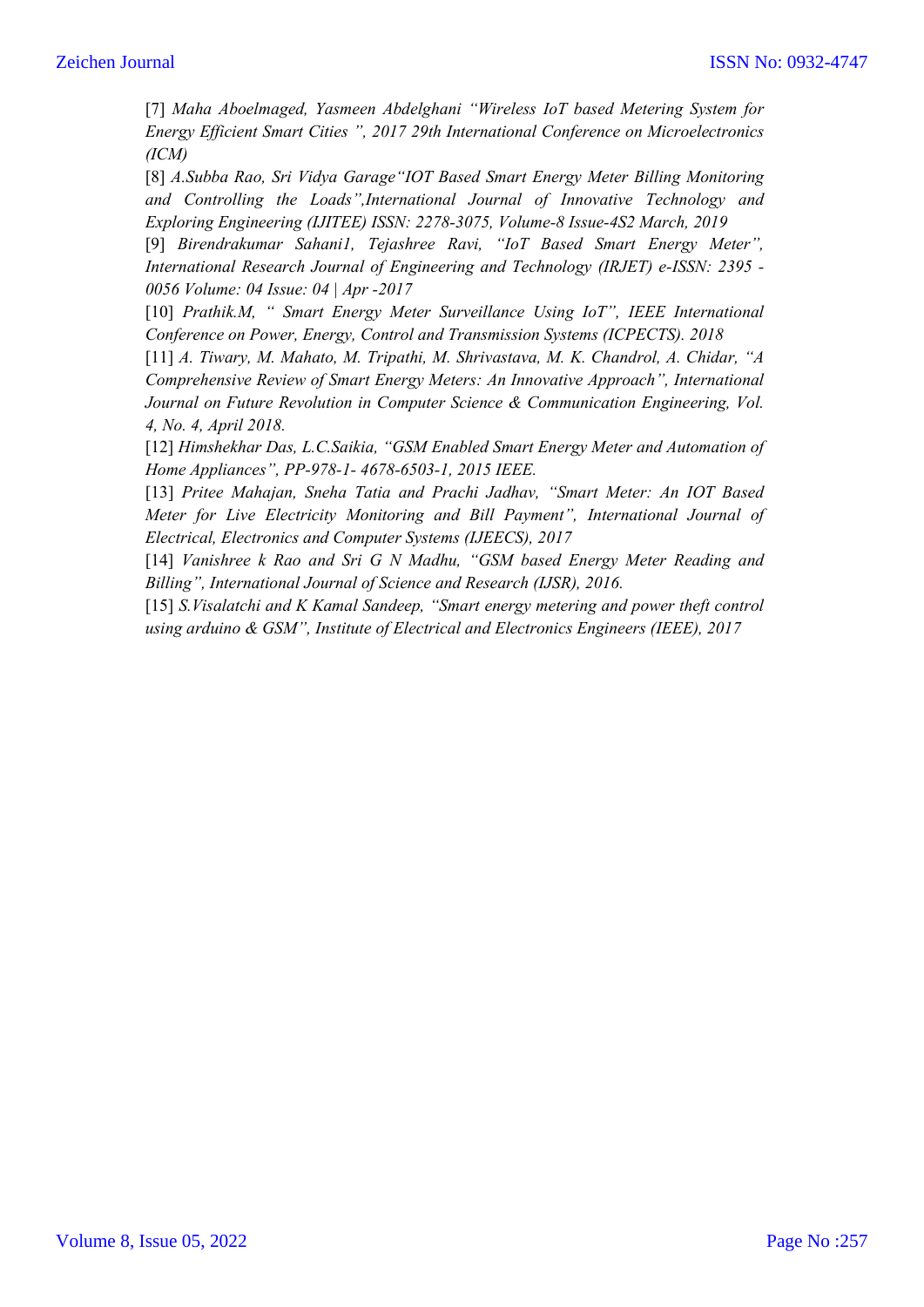[7] *Maha Aboelmaged, Yasmeen Abdelghani "Wireless IoT based Metering System for Energy Efficient Smart Cities ", 2017 29th International Conference on Microelectronics (ICM)*

[8] *A.Subba Rao, Sri Vidya Garage"IOT Based Smart Energy Meter Billing Monitoring and Controlling the Loads",International Journal of Innovative Technology and Exploring Engineering (IJITEE) ISSN: 2278-3075, Volume-8 Issue-4S2 March, 2019*

[9] *Birendrakumar Sahani1, Tejashree Ravi, "IoT Based Smart Energy Meter", International Research Journal of Engineering and Technology (IRJET) e-ISSN: 2395 -0056 Volume: 04 Issue: 04 | Apr -2017*

[10] *Prathik.M, " Smart Energy Meter Surveillance Using IoT", IEEE International Conference on Power, Energy, Control and Transmission Systems (ICPECTS). 2018*

[11] *A. Tiwary, M. Mahato, M. Tripathi, M. Shrivastava, M. K. Chandrol, A. Chidar, "A Comprehensive Review of Smart Energy Meters: An Innovative Approach", International Journal on Future Revolution in Computer Science & Communication Engineering, Vol. 4, No. 4, April 2018.*

[12] *Himshekhar Das, L.C.Saikia, "GSM Enabled Smart Energy Meter and Automation of Home Appliances", PP-978-1- 4678-6503-1, 2015 IEEE.*

[13] *Pritee Mahajan, Sneha Tatia and Prachi Jadhav, "Smart Meter: An IOT Based Meter for Live Electricity Monitoring and Bill Payment", International Journal of Electrical, Electronics and Computer Systems (IJEECS), 2017*

[14] *Vanishree k Rao and Sri G N Madhu, "GSM based Energy Meter Reading and Billing", International Journal of Science and Research (IJSR), 2016.*

[15] *S.Visalatchi and K Kamal Sandeep, "Smart energy metering and power theft control using arduino & GSM", Institute of Electrical and Electronics Engineers (IEEE), 2017*